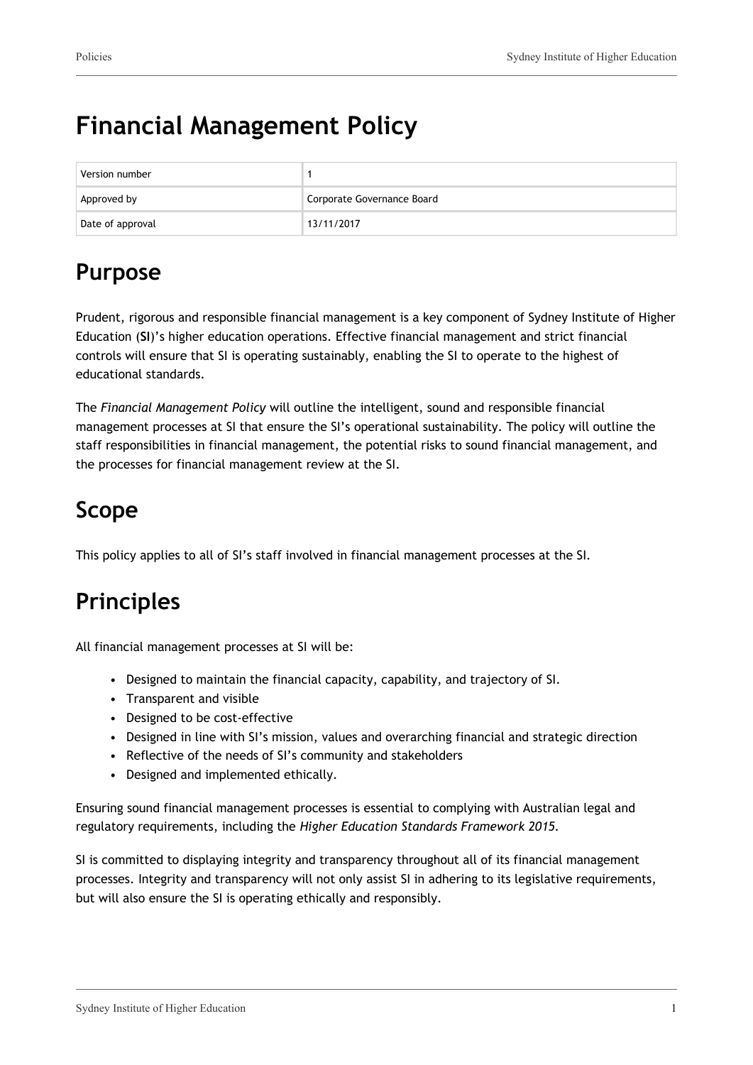# Financial Management Policy

| Version number | 1 |
| --- | --- |
| Approved by | Corporate Governance Board |
| Date of approval | 13/11/2017 |

## Purpose

Prudent, rigorous and responsible financial management is a key component of Sydney Institute of Higher Education (**SI**)'s higher education operations. Effective financial management and strict financial controls will ensure that SI is operating sustainably, enabling the SI to operate to the highest of educational standards.

The *Financial Management Policy* will outline the intelligent, sound and responsible financial management processes at SI that ensure the SI's operational sustainability. The policy will outline the staff responsibilities in financial management, the potential risks to sound financial management, and the processes for financial management review at the SI.

## Scope

This policy applies to all of SI's staff involved in financial management processes at the SI.

## Principles

All financial management processes at SI will be:

- Designed to maintain the financial capacity, capability, and trajectory of SI.
- Transparent and visible
- Designed to be cost-effective
- Designed in line with SI's mission, values and overarching financial and strategic direction
- Reflective of the needs of SI's community and stakeholders
- Designed and implemented ethically.

Ensuring sound financial management processes is essential to complying with Australian legal and regulatory requirements, including the *Higher Education Standards Framework 2015*.

SI is committed to displaying integrity and transparency throughout all of its financial management processes. Integrity and transparency will not only assist SI in adhering to its legislative requirements, but will also ensure the SI is operating ethically and responsibly.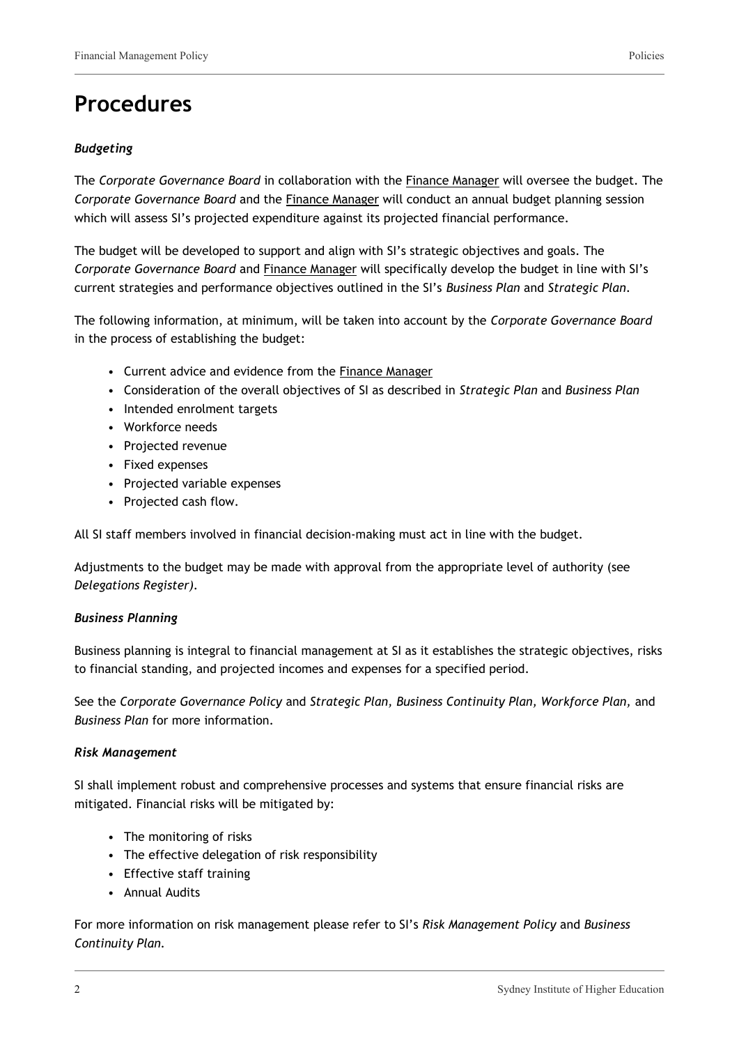# Procedures

***Budgeting***

The *Corporate Governance Board* in collaboration with the Finance Manager will oversee the budget. The *Corporate Governance Board* and the Finance Manager will conduct an annual budget planning session which will assess SI's projected expenditure against its projected financial performance.

The budget will be developed to support and align with SI's strategic objectives and goals. The *Corporate Governance Board* and Finance Manager will specifically develop the budget in line with SI's current strategies and performance objectives outlined in the SI's *Business Plan* and *Strategic Plan*.

The following information, at minimum, will be taken into account by the *Corporate Governance Board* in the process of establishing the budget:

- Current advice and evidence from the Finance Manager
- Consideration of the overall objectives of SI as described in *Strategic Plan* and *Business Plan*
- Intended enrolment targets
- Workforce needs
- Projected revenue
- Fixed expenses
- Projected variable expenses
- Projected cash flow.

All SI staff members involved in financial decision-making must act in line with the budget.

Adjustments to the budget may be made with approval from the appropriate level of authority (see *Delegations Register)*.

***Business Planning***

Business planning is integral to financial management at SI as it establishes the strategic objectives, risks to financial standing, and projected incomes and expenses for a specified period.

See the *Corporate Governance Policy* and *Strategic Plan, Business Continuity Plan, Workforce Plan,* and *Business Plan* for more information.

***Risk Management***

SI shall implement robust and comprehensive processes and systems that ensure financial risks are mitigated. Financial risks will be mitigated by:

- The monitoring of risks
- The effective delegation of risk responsibility
- Effective staff training
- Annual Audits

For more information on risk management please refer to SI's *Risk Management Policy* and *Business Continuity Plan*.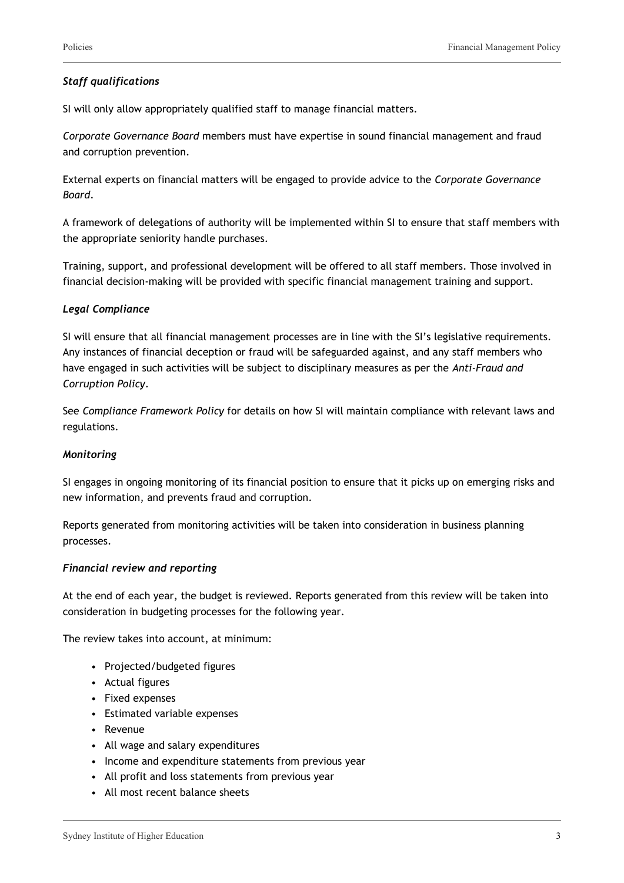### *Staff qualifications*

SI will only allow appropriately qualified staff to manage financial matters.

*Corporate Governance Board* members must have expertise in sound financial management and fraud and corruption prevention.

External experts on financial matters will be engaged to provide advice to the *Corporate Governance Board*.

A framework of delegations of authority will be implemented within SI to ensure that staff members with the appropriate seniority handle purchases.

Training, support, and professional development will be offered to all staff members. Those involved in financial decision-making will be provided with specific financial management training and support.

### *Legal Compliance*

SI will ensure that all financial management processes are in line with the SI's legislative requirements. Any instances of financial deception or fraud will be safeguarded against, and any staff members who have engaged in such activities will be subject to disciplinary measures as per the *Anti-Fraud and Corruption Policy*.

See *Compliance Framework Policy* for details on how SI will maintain compliance with relevant laws and regulations.

### *Monitoring*

SI engages in ongoing monitoring of its financial position to ensure that it picks up on emerging risks and new information, and prevents fraud and corruption.

Reports generated from monitoring activities will be taken into consideration in business planning processes.

### *Financial review and reporting*

At the end of each year, the budget is reviewed. Reports generated from this review will be taken into consideration in budgeting processes for the following year.

The review takes into account, at minimum:

- Projected/budgeted figures
- Actual figures
- Fixed expenses
- Estimated variable expenses
- Revenue
- All wage and salary expenditures
- Income and expenditure statements from previous year
- All profit and loss statements from previous year
- All most recent balance sheets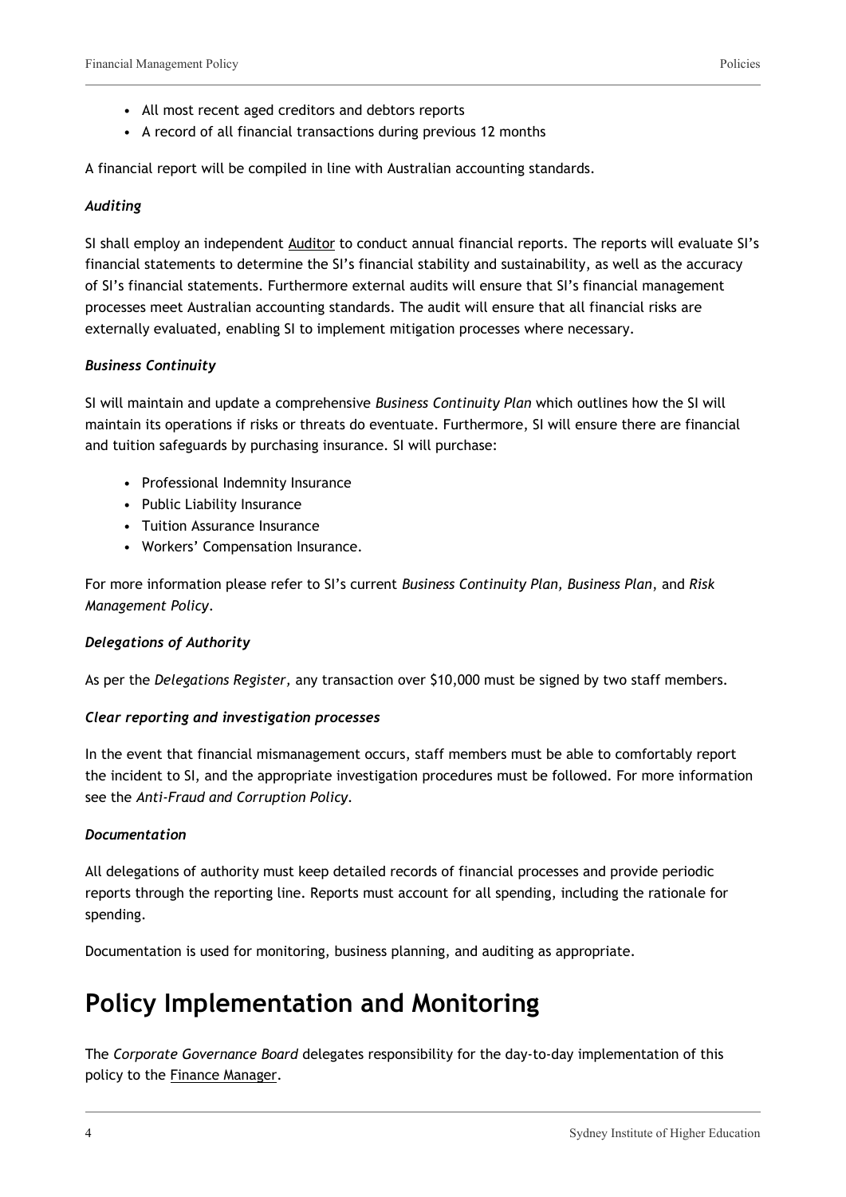- All most recent aged creditors and debtors reports
- A record of all financial transactions during previous 12 months

A financial report will be compiled in line with Australian accounting standards.

***Auditing***

SI shall employ an independent Auditor to conduct annual financial reports. The reports will evaluate SI's financial statements to determine the SI's financial stability and sustainability, as well as the accuracy of SI's financial statements. Furthermore external audits will ensure that SI's financial management processes meet Australian accounting standards. The audit will ensure that all financial risks are externally evaluated, enabling SI to implement mitigation processes where necessary.

***Business Continuity***

SI will maintain and update a comprehensive *Business Continuity Plan* which outlines how the SI will maintain its operations if risks or threats do eventuate. Furthermore, SI will ensure there are financial and tuition safeguards by purchasing insurance. SI will purchase:

- Professional Indemnity Insurance
- Public Liability Insurance
- Tuition Assurance Insurance
- Workers' Compensation Insurance.

For more information please refer to SI's current *Business Continuity Plan, Business Plan*, and *Risk Management Policy*.

***Delegations of Authority***

As per the *Delegations Register,* any transaction over $10,000 must be signed by two staff members.

***Clear reporting and investigation processes***

In the event that financial mismanagement occurs, staff members must be able to comfortably report the incident to SI, and the appropriate investigation procedures must be followed. For more information see the *Anti-Fraud and Corruption Policy*.

***Documentation***

All delegations of authority must keep detailed records of financial processes and provide periodic reports through the reporting line. Reports must account for all spending, including the rationale for spending.

Documentation is used for monitoring, business planning, and auditing as appropriate.

# Policy Implementation and Monitoring

The *Corporate Governance Board* delegates responsibility for the day-to-day implementation of this policy to the Finance Manager.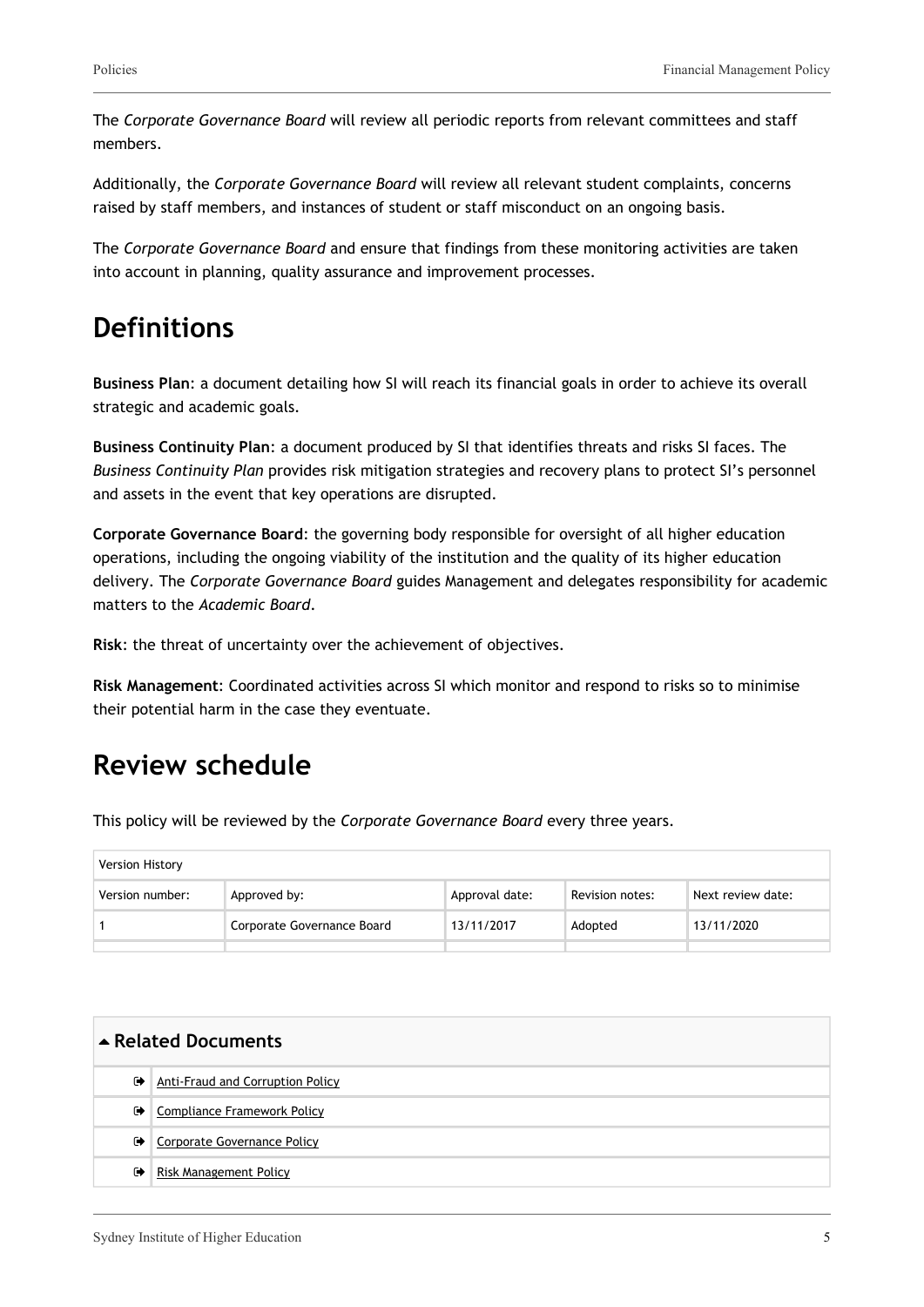The *Corporate Governance Board* will review all periodic reports from relevant committees and staff members.

Additionally, the *Corporate Governance Board* will review all relevant student complaints, concerns raised by staff members, and instances of student or staff misconduct on an ongoing basis.

The *Corporate Governance Board* and ensure that findings from these monitoring activities are taken into account in planning, quality assurance and improvement processes.

## Definitions

**Business Plan**: a document detailing how SI will reach its financial goals in order to achieve its overall strategic and academic goals.

**Business Continuity Plan**: a document produced by SI that identifies threats and risks SI faces. The *Business Continuity Plan* provides risk mitigation strategies and recovery plans to protect SI's personnel and assets in the event that key operations are disrupted.

**Corporate Governance Board**: the governing body responsible for oversight of all higher education operations, including the ongoing viability of the institution and the quality of its higher education delivery. The *Corporate Governance Board* guides Management and delegates responsibility for academic matters to the *Academic Board*.

**Risk**: the threat of uncertainty over the achievement of objectives.

**Risk Management**: Coordinated activities across SI which monitor and respond to risks so to minimise their potential harm in the case they eventuate.

## Review schedule

This policy will be reviewed by the *Corporate Governance Board* every three years.

| Version History | | | | |
|---|---|---|---|---|
| Version number: | Approved by: | Approval date: | Revision notes: | Next review date: |
| 1 | Corporate Governance Board | 13/11/2017 | Adopted | 13/11/2020 |
| | | | | |

### Related Documents

- Anti-Fraud and Corruption Policy
- Compliance Framework Policy
- Corporate Governance Policy
- Risk Management Policy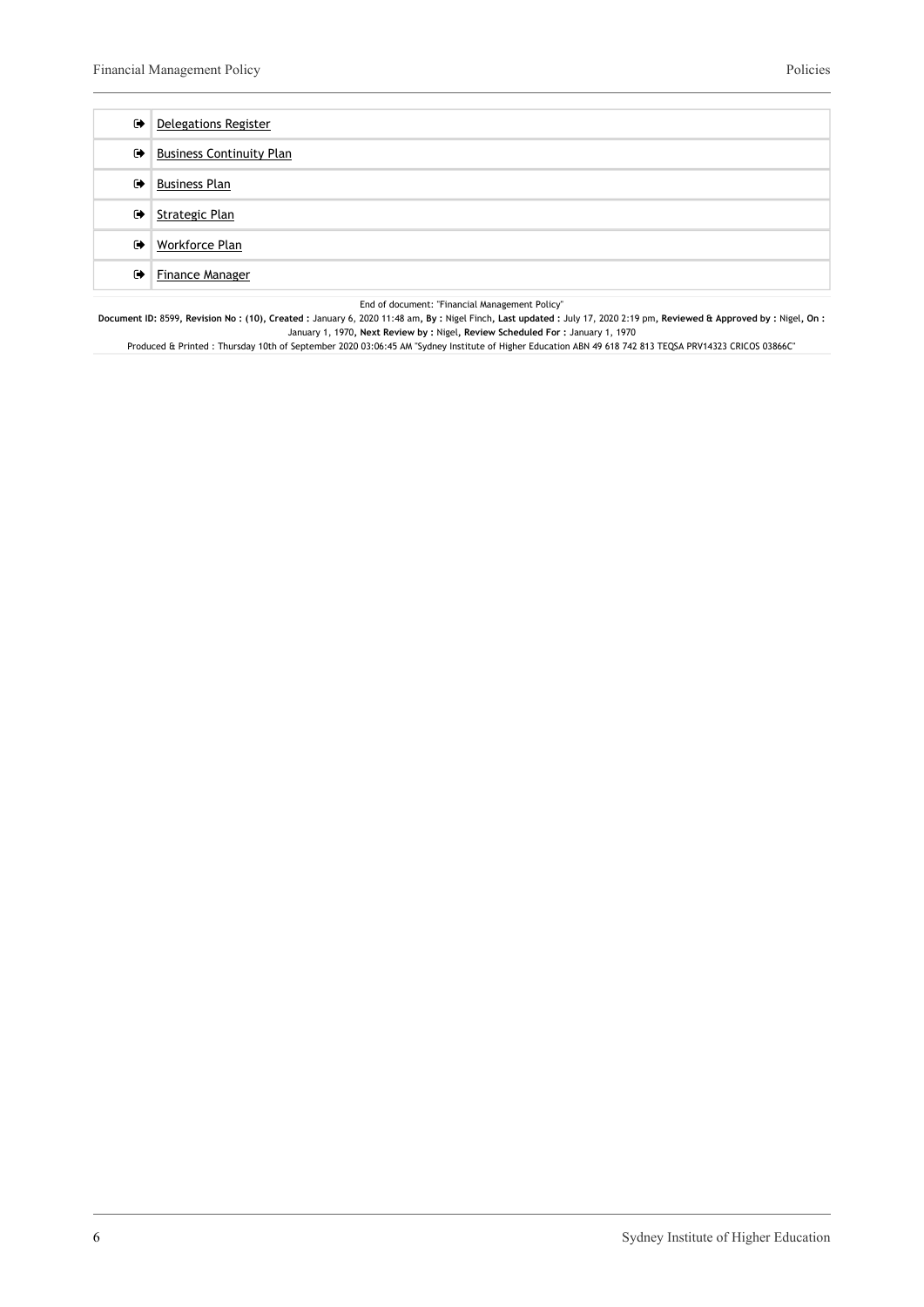| | |
|---|---|
| ➭ | Delegations Register |
| ➭ | Business Continuity Plan |
| ➭ | Business Plan |
| ➭ | Strategic Plan |
| ➭ | Workforce Plan |
| ➭ | Finance Manager |

End of document: "Financial Management Policy"

**Document ID:** 8599, **Revision No : (10), Created :** January 6, 2020 11:48 am, **By :** Nigel Finch, **Last updated :** July 17, 2020 2:19 pm, **Reviewed & Approved by :** Nigel, **On :** January 1, 1970, **Next Review by :** Nigel, **Review Scheduled For :** January 1, 1970

Produced & Printed : Thursday 10th of September 2020 03:06:45 AM "Sydney Institute of Higher Education ABN 49 618 742 813 TEQSA PRV14323 CRICOS 03866C"